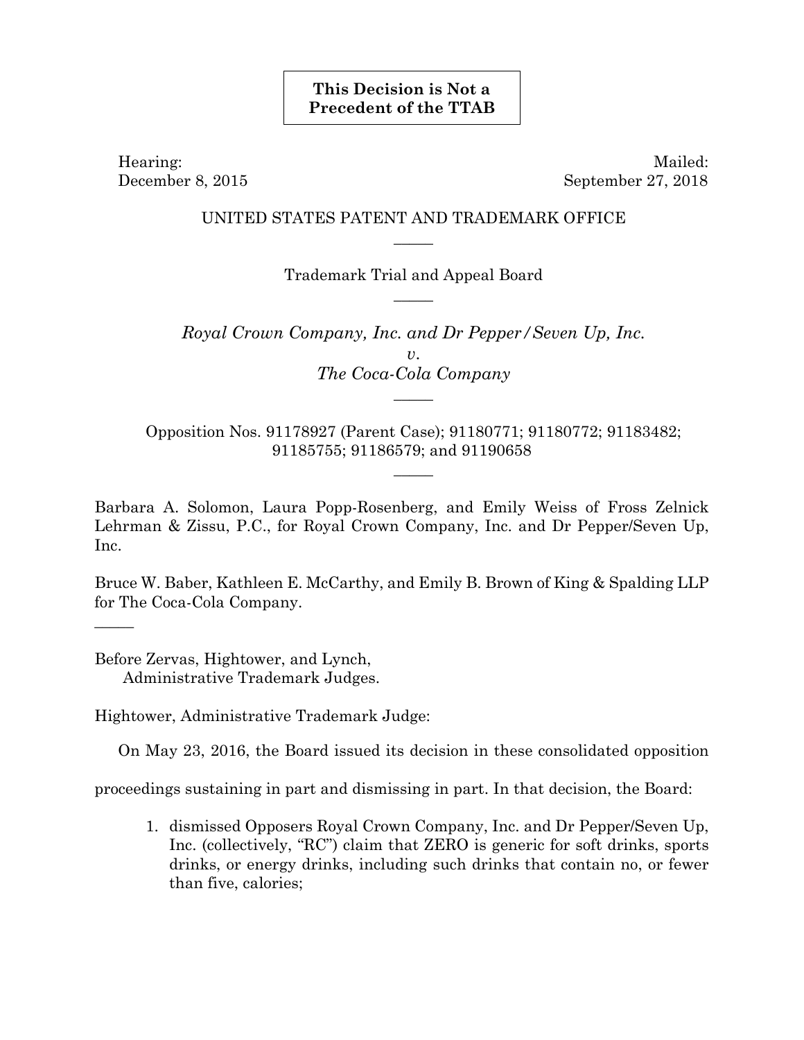**This Decision is Not a Precedent of the TTAB**

Hearing:
December 8, 2015

Mailed:
September 27, 2018

UNITED STATES PATENT AND TRADEMARK OFFICE

———

Trademark Trial and Appeal Board

———

*Royal Crown Company, Inc. and Dr Pepper/Seven Up, Inc.*
*v.*
*The Coca-Cola Company*

———

Opposition Nos. 91178927 (Parent Case); 91180771; 91180772; 91183482; 91185755; 91186579; and 91190658

———

Barbara A. Solomon, Laura Popp-Rosenberg, and Emily Weiss of Fross Zelnick Lehrman & Zissu, P.C., for Royal Crown Company, Inc. and Dr Pepper/Seven Up, Inc.

Bruce W. Baber, Kathleen E. McCarthy, and Emily B. Brown of King & Spalding LLP for The Coca-Cola Company.

———

Before Zervas, Hightower, and Lynch,
Administrative Trademark Judges.

Hightower, Administrative Trademark Judge:

On May 23, 2016, the Board issued its decision in these consolidated opposition proceedings sustaining in part and dismissing in part. In that decision, the Board:

1. dismissed Opposers Royal Crown Company, Inc. and Dr Pepper/Seven Up, Inc. (collectively, "RC") claim that ZERO is generic for soft drinks, sports drinks, or energy drinks, including such drinks that contain no, or fewer than five, calories;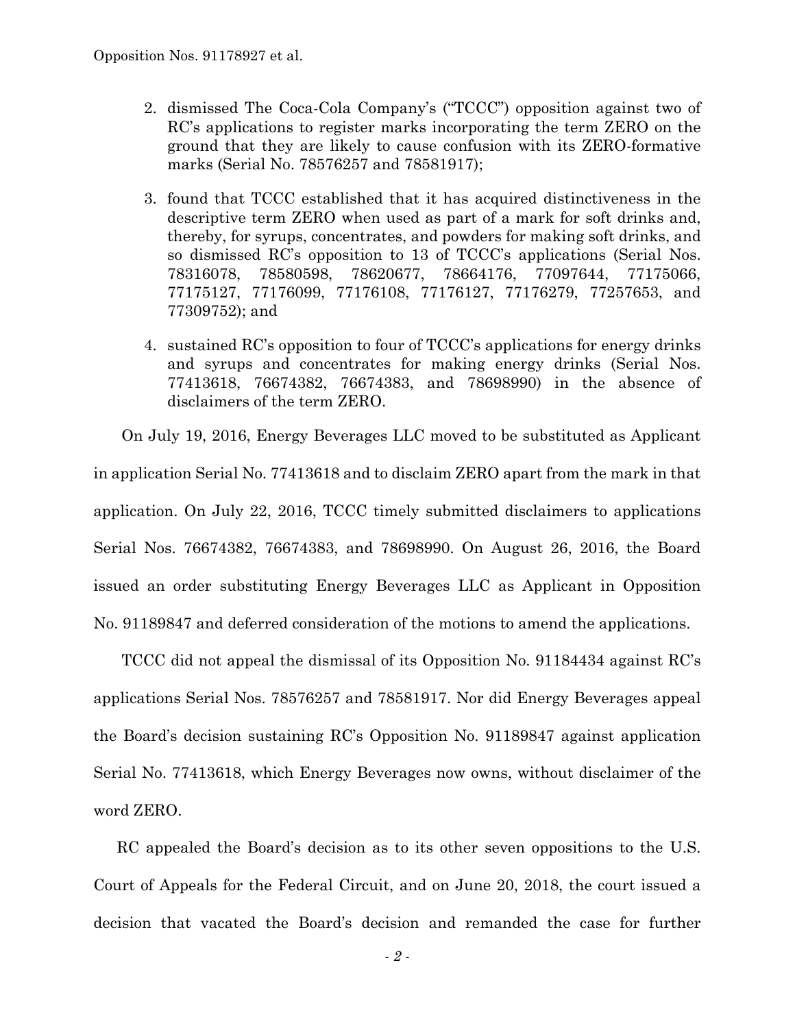2. dismissed The Coca-Cola Company's ("TCCC") opposition against two of RC's applications to register marks incorporating the term ZERO on the ground that they are likely to cause confusion with its ZERO-formative marks (Serial No. 78576257 and 78581917);

3. found that TCCC established that it has acquired distinctiveness in the descriptive term ZERO when used as part of a mark for soft drinks and, thereby, for syrups, concentrates, and powders for making soft drinks, and so dismissed RC's opposition to 13 of TCCC's applications (Serial Nos. 78316078, 78580598, 78620677, 78664176, 77097644, 77175066, 77175127, 77176099, 77176108, 77176127, 77176279, 77257653, and 77309752); and

4. sustained RC's opposition to four of TCCC's applications for energy drinks and syrups and concentrates for making energy drinks (Serial Nos. 77413618, 76674382, 76674383, and 78698990) in the absence of disclaimers of the term ZERO.

On July 19, 2016, Energy Beverages LLC moved to be substituted as Applicant in application Serial No. 77413618 and to disclaim ZERO apart from the mark in that application. On July 22, 2016, TCCC timely submitted disclaimers to applications Serial Nos. 76674382, 76674383, and 78698990. On August 26, 2016, the Board issued an order substituting Energy Beverages LLC as Applicant in Opposition No. 91189847 and deferred consideration of the motions to amend the applications.

TCCC did not appeal the dismissal of its Opposition No. 91184434 against RC's applications Serial Nos. 78576257 and 78581917. Nor did Energy Beverages appeal the Board's decision sustaining RC's Opposition No. 91189847 against application Serial No. 77413618, which Energy Beverages now owns, without disclaimer of the word ZERO.

RC appealed the Board's decision as to its other seven oppositions to the U.S. Court of Appeals for the Federal Circuit, and on June 20, 2018, the court issued a decision that vacated the Board's decision and remanded the case for further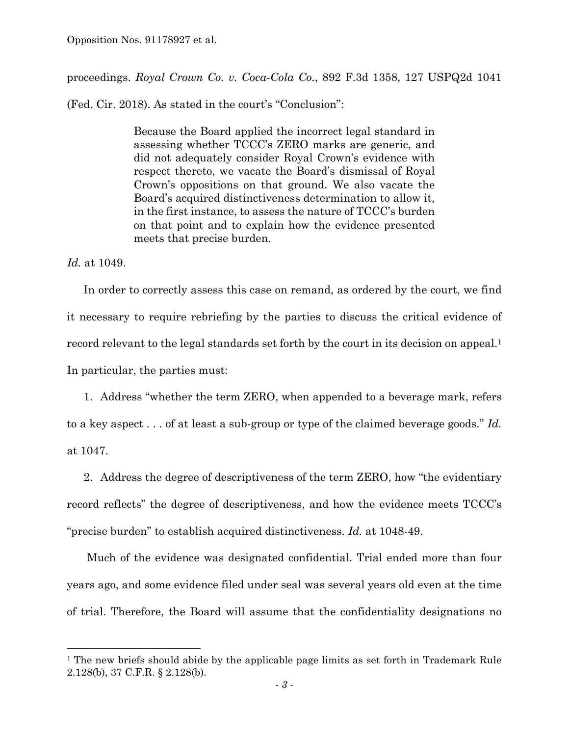proceedings. *Royal Crown Co. v. Coca-Cola Co.*, 892 F.3d 1358, 127 USPQ2d 1041 (Fed. Cir. 2018). As stated in the court's "Conclusion":

> Because the Board applied the incorrect legal standard in assessing whether TCCC's ZERO marks are generic, and did not adequately consider Royal Crown's evidence with respect thereto, we vacate the Board's dismissal of Royal Crown's oppositions on that ground. We also vacate the Board's acquired distinctiveness determination to allow it, in the first instance, to assess the nature of TCCC's burden on that point and to explain how the evidence presented meets that precise burden.

*Id.* at 1049.

In order to correctly assess this case on remand, as ordered by the court, we find it necessary to require rebriefing by the parties to discuss the critical evidence of record relevant to the legal standards set forth by the court in its decision on appeal.[1] In particular, the parties must:

1. Address "whether the term ZERO, when appended to a beverage mark, refers to a key aspect . . . of at least a sub-group or type of the claimed beverage goods." *Id.* at 1047.

2. Address the degree of descriptiveness of the term ZERO, how "the evidentiary record reflects" the degree of descriptiveness, and how the evidence meets TCCC's "precise burden" to establish acquired distinctiveness. *Id.* at 1048-49.

Much of the evidence was designated confidential. Trial ended more than four years ago, and some evidence filed under seal was several years old even at the time of trial. Therefore, the Board will assume that the confidentiality designations no

[1] The new briefs should abide by the applicable page limits as set forth in Trademark Rule 2.128(b), 37 C.F.R. § 2.128(b).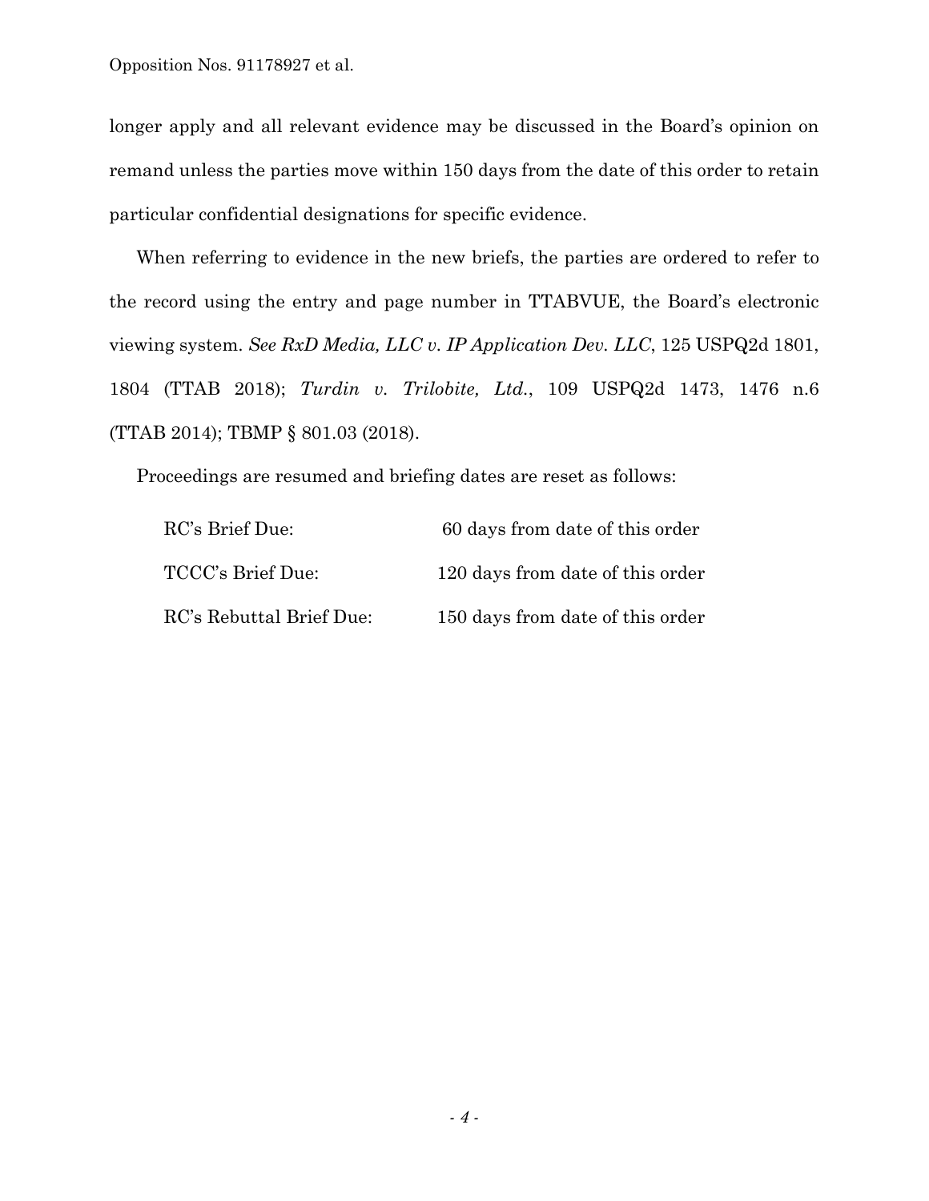longer apply and all relevant evidence may be discussed in the Board's opinion on remand unless the parties move within 150 days from the date of this order to retain particular confidential designations for specific evidence.

When referring to evidence in the new briefs, the parties are ordered to refer to the record using the entry and page number in TTABVUE, the Board's electronic viewing system. *See RxD Media, LLC v. IP Application Dev. LLC*, 125 USPQ2d 1801, 1804 (TTAB 2018); *Turdin v. Trilobite, Ltd.*, 109 USPQ2d 1473, 1476 n.6 (TTAB 2014); TBMP § 801.03 (2018).

Proceedings are resumed and briefing dates are reset as follows:

| | |
|---|---|
| RC's Brief Due: | 60 days from date of this order |
| TCCC's Brief Due: | 120 days from date of this order |
| RC's Rebuttal Brief Due: | 150 days from date of this order |